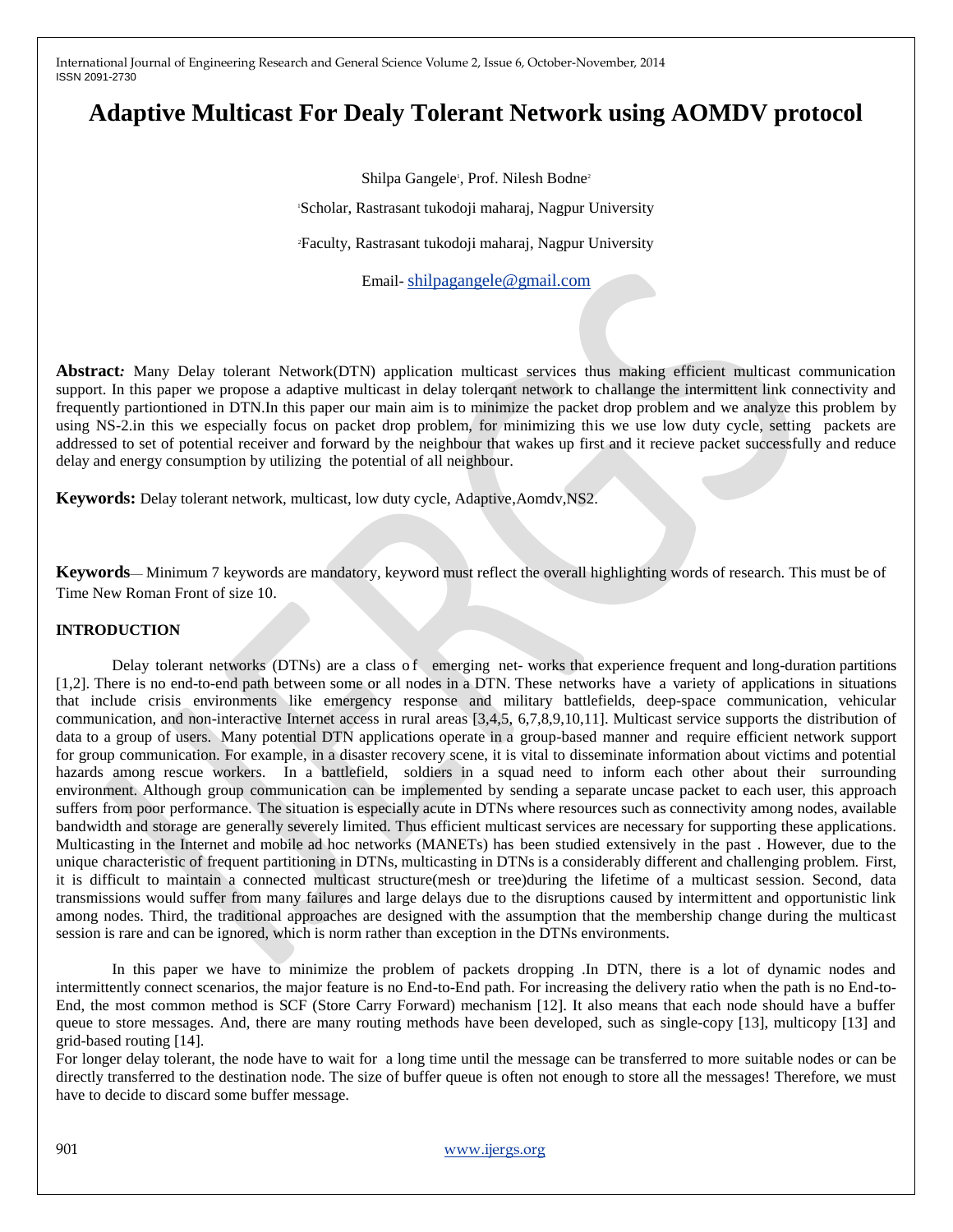# Adaptive Multicast For Dealy Tolerant Network using AOMDV protocol

Shilpa Gangele[1], Prof. Nilesh Bodne[2]

[1]Scholar, Rastrasant tukodoji maharaj, Nagpur University

[2]Faculty, Rastrasant tukodoji maharaj, Nagpur University

Email- shilpagangele@gmail.com

**Abstract:** Many Delay tolerant Network(DTN) application multicast services thus making efficient multicast communication support. In this paper we propose a adaptive multicast in delay tolerqant network to challange the intermittent link connectivity and frequently partiontioned in DTN.In this paper our main aim is to minimize the packet drop problem and we analyze this problem by using NS-2.in this we especially focus on packet drop problem, for minimizing this we use low duty cycle, setting packets are addressed to set of potential receiver and forward by the neighbour that wakes up first and it recieve packet successfully and reduce delay and energy consumption by utilizing the potential of all neighbour.

**Keywords:** Delay tolerant network, multicast, low duty cycle, Adaptive,Aomdv,NS2.

**Keywords**— Minimum 7 keywords are mandatory, keyword must reflect the overall highlighting words of research. This must be of Time New Roman Front of size 10.

## INTRODUCTION

Delay tolerant networks (DTNs) are a class of emerging net- works that experience frequent and long-duration partitions [1,2]. There is no end-to-end path between some or all nodes in a DTN. These networks have a variety of applications in situations that include crisis environments like emergency response and military battlefields, deep-space communication, vehicular communication, and non-interactive Internet access in rural areas [3,4,5, 6,7,8,9,10,11]. Multicast service supports the distribution of data to a group of users. Many potential DTN applications operate in a group-based manner and require efficient network support for group communication. For example, in a disaster recovery scene, it is vital to disseminate information about victims and potential hazards among rescue workers. In a battlefield, soldiers in a squad need to inform each other about their surrounding environment. Although group communication can be implemented by sending a separate uncase packet to each user, this approach suffers from poor performance. The situation is especially acute in DTNs where resources such as connectivity among nodes, available bandwidth and storage are generally severely limited. Thus efficient multicast services are necessary for supporting these applications. Multicasting in the Internet and mobile ad hoc networks (MANETs) has been studied extensively in the past . However, due to the unique characteristic of frequent partitioning in DTNs, multicasting in DTNs is a considerably different and challenging problem. First, it is difficult to maintain a connected multicast structure(mesh or tree)during the lifetime of a multicast session. Second, data transmissions would suffer from many failures and large delays due to the disruptions caused by intermittent and opportunistic link among nodes. Third, the traditional approaches are designed with the assumption that the membership change during the multicast session is rare and can be ignored, which is norm rather than exception in the DTNs environments.

In this paper we have to minimize the problem of packets dropping .In DTN, there is a lot of dynamic nodes and intermittently connect scenarios, the major feature is no End-to-End path. For increasing the delivery ratio when the path is no End-to-End, the most common method is SCF (Store Carry Forward) mechanism [12]. It also means that each node should have a buffer queue to store messages. And, there are many routing methods have been developed, such as single-copy [13], multicopy [13] and grid-based routing [14].

For longer delay tolerant, the node have to wait for a long time until the message can be transferred to more suitable nodes or can be directly transferred to the destination node. The size of buffer queue is often not enough to store all the messages! Therefore, we must have to decide to discard some buffer message.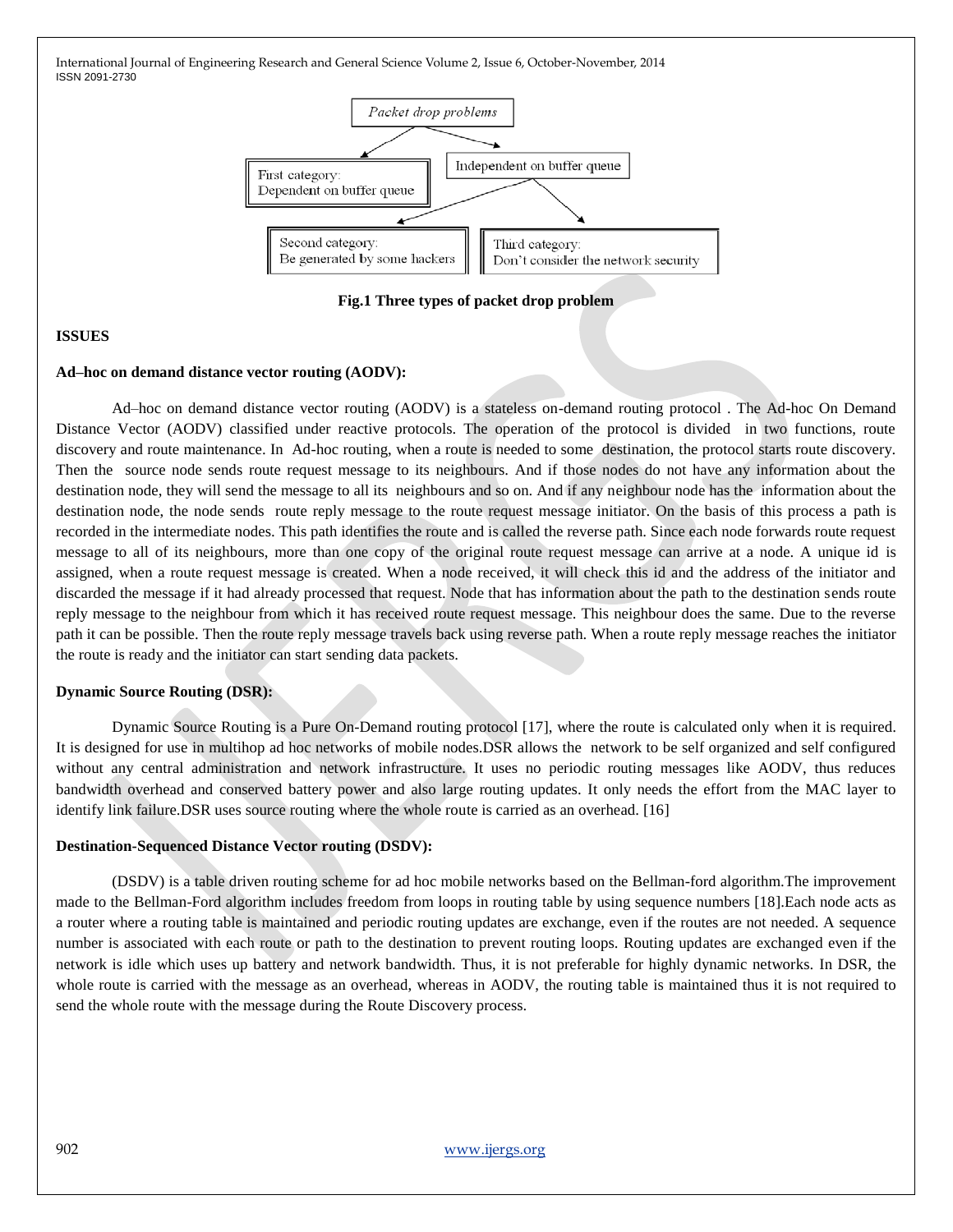Packet drop problems

First category: Dependent on buffer queue

Independent on buffer queue

Second category: Be generated by some hackers

Third category: Don't consider the network security

**Fig.1 Three types of packet drop problem**

## ISSUES

### Ad–hoc on demand distance vector routing (AODV):

Ad–hoc on demand distance vector routing (AODV) is a stateless on-demand routing protocol . The Ad-hoc On Demand Distance Vector (AODV) classified under reactive protocols. The operation of the protocol is divided in two functions, route discovery and route maintenance. In Ad-hoc routing, when a route is needed to some destination, the protocol starts route discovery. Then the source node sends route request message to its neighbours. And if those nodes do not have any information about the destination node, they will send the message to all its neighbours and so on. And if any neighbour node has the information about the destination node, the node sends route reply message to the route request message initiator. On the basis of this process a path is recorded in the intermediate nodes. This path identifies the route and is called the reverse path. Since each node forwards route request message to all of its neighbours, more than one copy of the original route request message can arrive at a node. A unique id is assigned, when a route request message is created. When a node received, it will check this id and the address of the initiator and discarded the message if it had already processed that request. Node that has information about the path to the destination sends route reply message to the neighbour from which it has received route request message. This neighbour does the same. Due to the reverse path it can be possible. Then the route reply message travels back using reverse path. When a route reply message reaches the initiator the route is ready and the initiator can start sending data packets.

### Dynamic Source Routing (DSR):

Dynamic Source Routing is a Pure On-Demand routing protocol [17], where the route is calculated only when it is required. It is designed for use in multihop ad hoc networks of mobile nodes.DSR allows the network to be self organized and self configured without any central administration and network infrastructure. It uses no periodic routing messages like AODV, thus reduces bandwidth overhead and conserved battery power and also large routing updates. It only needs the effort from the MAC layer to identify link failure.DSR uses source routing where the whole route is carried as an overhead. [16]

### Destination-Sequenced Distance Vector routing (DSDV):

(DSDV) is a table driven routing scheme for ad hoc mobile networks based on the Bellman-ford algorithm.The improvement made to the Bellman-Ford algorithm includes freedom from loops in routing table by using sequence numbers [18].Each node acts as a router where a routing table is maintained and periodic routing updates are exchange, even if the routes are not needed. A sequence number is associated with each route or path to the destination to prevent routing loops. Routing updates are exchanged even if the network is idle which uses up battery and network bandwidth. Thus, it is not preferable for highly dynamic networks. In DSR, the whole route is carried with the message as an overhead, whereas in AODV, the routing table is maintained thus it is not required to send the whole route with the message during the Route Discovery process.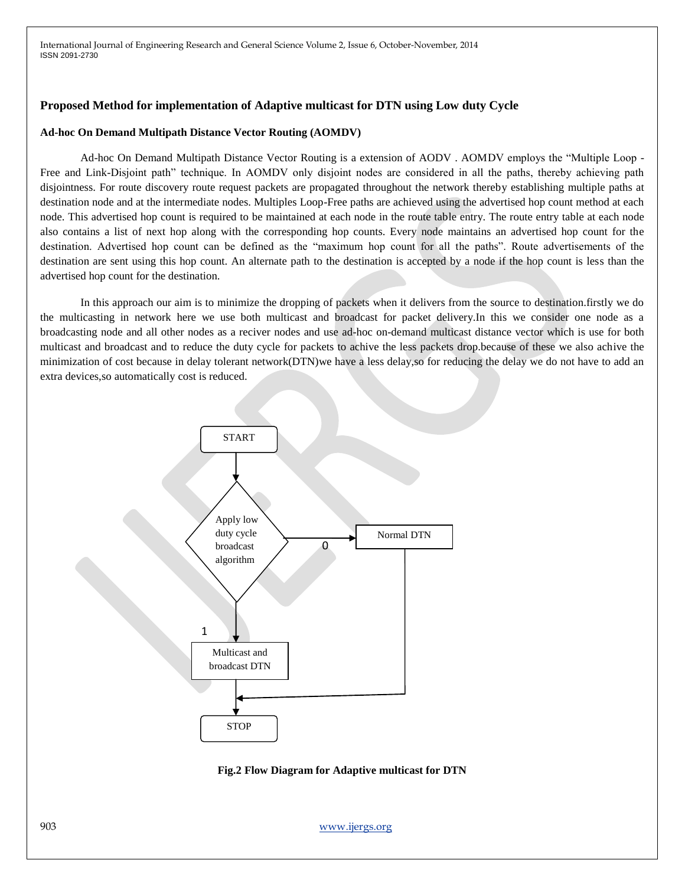## Proposed Method for implementation of Adaptive multicast for DTN using Low duty Cycle

### Ad-hoc On Demand Multipath Distance Vector Routing (AOMDV)

Ad-hoc On Demand Multipath Distance Vector Routing is a extension of AODV . AOMDV employs the "Multiple Loop - Free and Link-Disjoint path" technique. In AOMDV only disjoint nodes are considered in all the paths, thereby achieving path disjointness. For route discovery route request packets are propagated throughout the network thereby establishing multiple paths at destination node and at the intermediate nodes. Multiples Loop-Free paths are achieved using the advertised hop count method at each node. This advertised hop count is required to be maintained at each node in the route table entry. The route entry table at each node also contains a list of next hop along with the corresponding hop counts. Every node maintains an advertised hop count for the destination. Advertised hop count can be defined as the "maximum hop count for all the paths". Route advertisements of the destination are sent using this hop count. An alternate path to the destination is accepted by a node if the hop count is less than the advertised hop count for the destination.

In this approach our aim is to minimize the dropping of packets when it delivers from the source to destination.firstly we do the multicasting in network here we use both multicast and broadcast for packet delivery.In this we consider one node as a broadcasting node and all other nodes as a reciver nodes and use ad-hoc on-demand multicast distance vector which is use for both multicast and broadcast and to reduce the duty cycle for packets to achive the less packets drop.because of these we also achive the minimization of cost because in delay tolerant network(DTN)we have a less delay,so for reducing the delay we do not have to add an extra devices,so automatically cost is reduced.

START

Apply low duty cycle broadcast algorithm

0

Normal DTN

1

Multicast and broadcast DTN

STOP

**Fig.2 Flow Diagram for Adaptive multicast for DTN**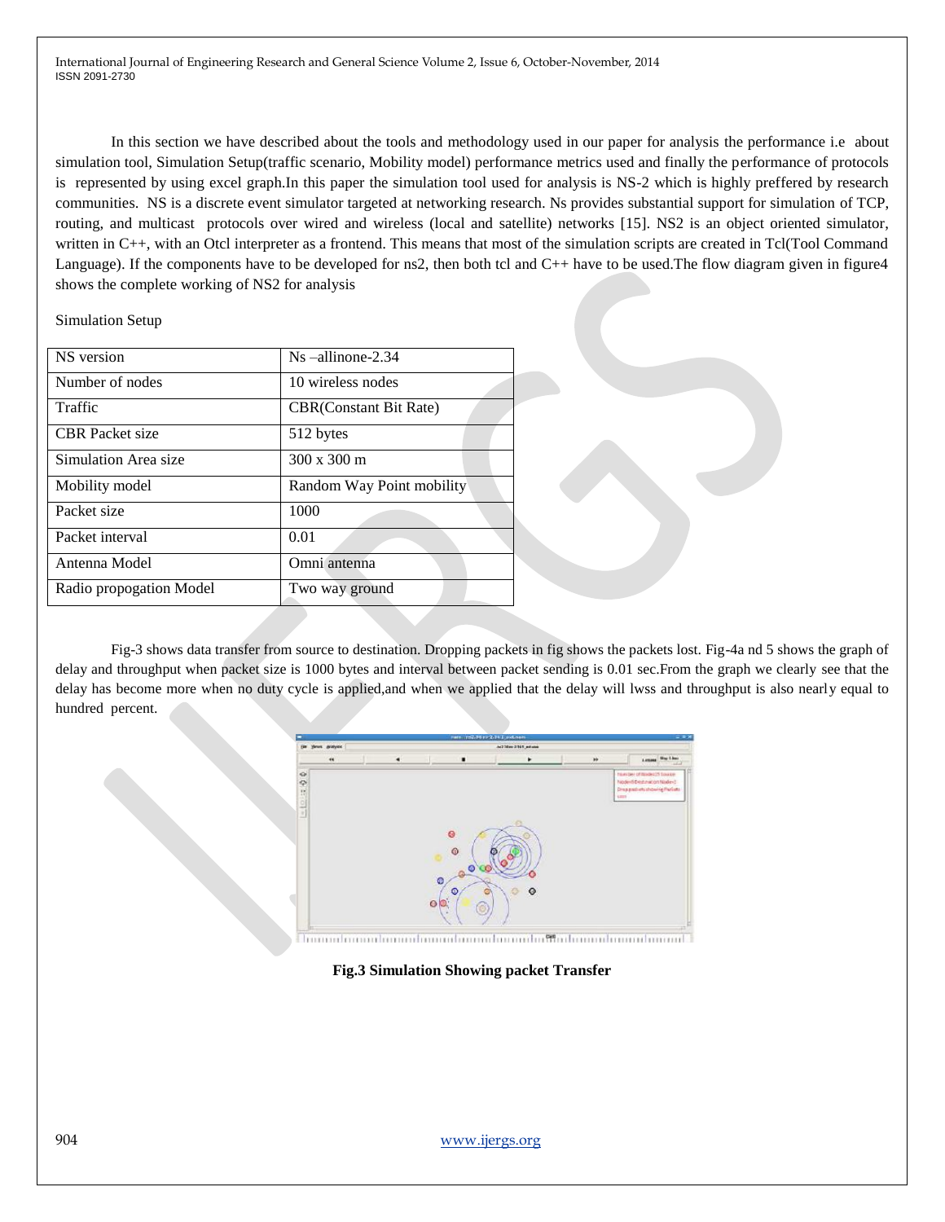In this section we have described about the tools and methodology used in our paper for analysis the performance i.e about simulation tool, Simulation Setup(traffic scenario, Mobility model) performance metrics used and finally the performance of protocols is represented by using excel graph.In this paper the simulation tool used for analysis is NS-2 which is highly preffered by research communities. NS is a discrete event simulator targeted at networking research. Ns provides substantial support for simulation of TCP, routing, and multicast protocols over wired and wireless (local and satellite) networks [15]. NS2 is an object oriented simulator, written in C++, with an Otcl interpreter as a frontend. This means that most of the simulation scripts are created in Tcl(Tool Command Language). If the components have to be developed for ns2, then both tcl and C++ have to be used.The flow diagram given in figure4 shows the complete working of NS2 for analysis

Simulation Setup

| NS version | Ns –allinone-2.34 |
|---|---|
| Number of nodes | 10 wireless nodes |
| Traffic | CBR(Constant Bit Rate) |
| CBR Packet size | 512 bytes |
| Simulation Area size | 300 x 300 m |
| Mobility model | Random Way Point mobility |
| Packet size | 1000 |
| Packet interval | 0.01 |
| Antenna Model | Omni antenna |
| Radio propogation Model | Two way ground |

Fig-3 shows data transfer from source to destination. Dropping packets in fig shows the packets lost. Fig-4a nd 5 shows the graph of delay and throughput when packet size is 1000 bytes and interval between packet sending is 0.01 sec.From the graph we clearly see that the delay has become more when no duty cycle is applied,and when we applied that the delay will lwss and throughput is also nearly equal to hundred percent.

**Fig.3 Simulation Showing packet Transfer**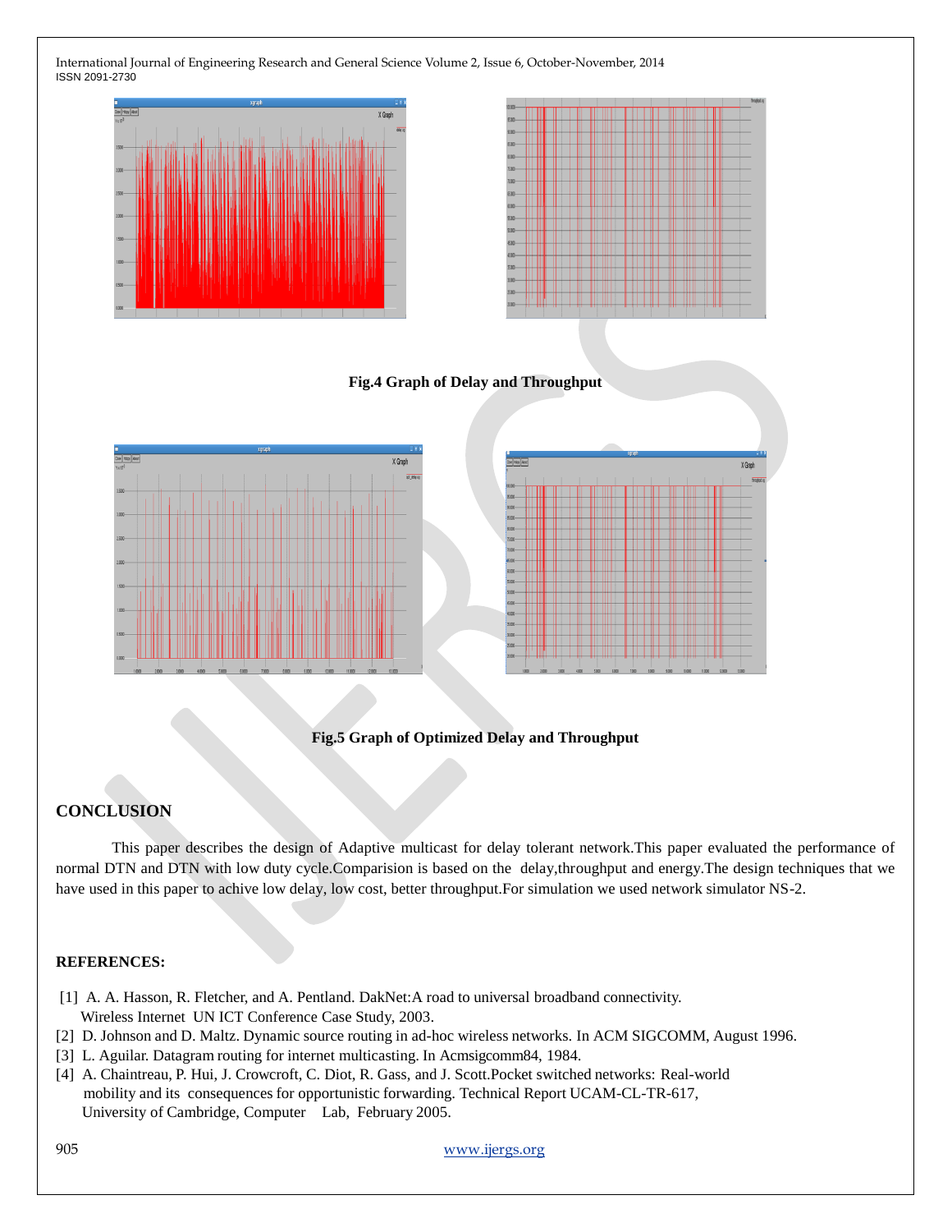**Fig.4 Graph of Delay and Throughput**

**Fig.5 Graph of Optimized Delay and Throughput**

## CONCLUSION

This paper describes the design of Adaptive multicast for delay tolerant network.This paper evaluated the performance of normal DTN and DTN with low duty cycle.Comparision is based on the delay,throughput and energy.The design techniques that we have used in this paper to achive low delay, low cost, better throughput.For simulation we used network simulator NS-2.

## REFERENCES:

[1] A. A. Hasson, R. Fletcher, and A. Pentland. DakNet:A road to universal broadband connectivity. Wireless Internet UN ICT Conference Case Study, 2003.

[2] D. Johnson and D. Maltz. Dynamic source routing in ad-hoc wireless networks. In ACM SIGCOMM, August 1996.

[3] L. Aguilar. Datagram routing for internet multicasting. In Acmsigcomm84, 1984.

[4] A. Chaintreau, P. Hui, J. Crowcroft, C. Diot, R. Gass, and J. Scott.Pocket switched networks: Real-world mobility and its consequences for opportunistic forwarding. Technical Report UCAM-CL-TR-617, University of Cambridge, Computer Lab, February 2005.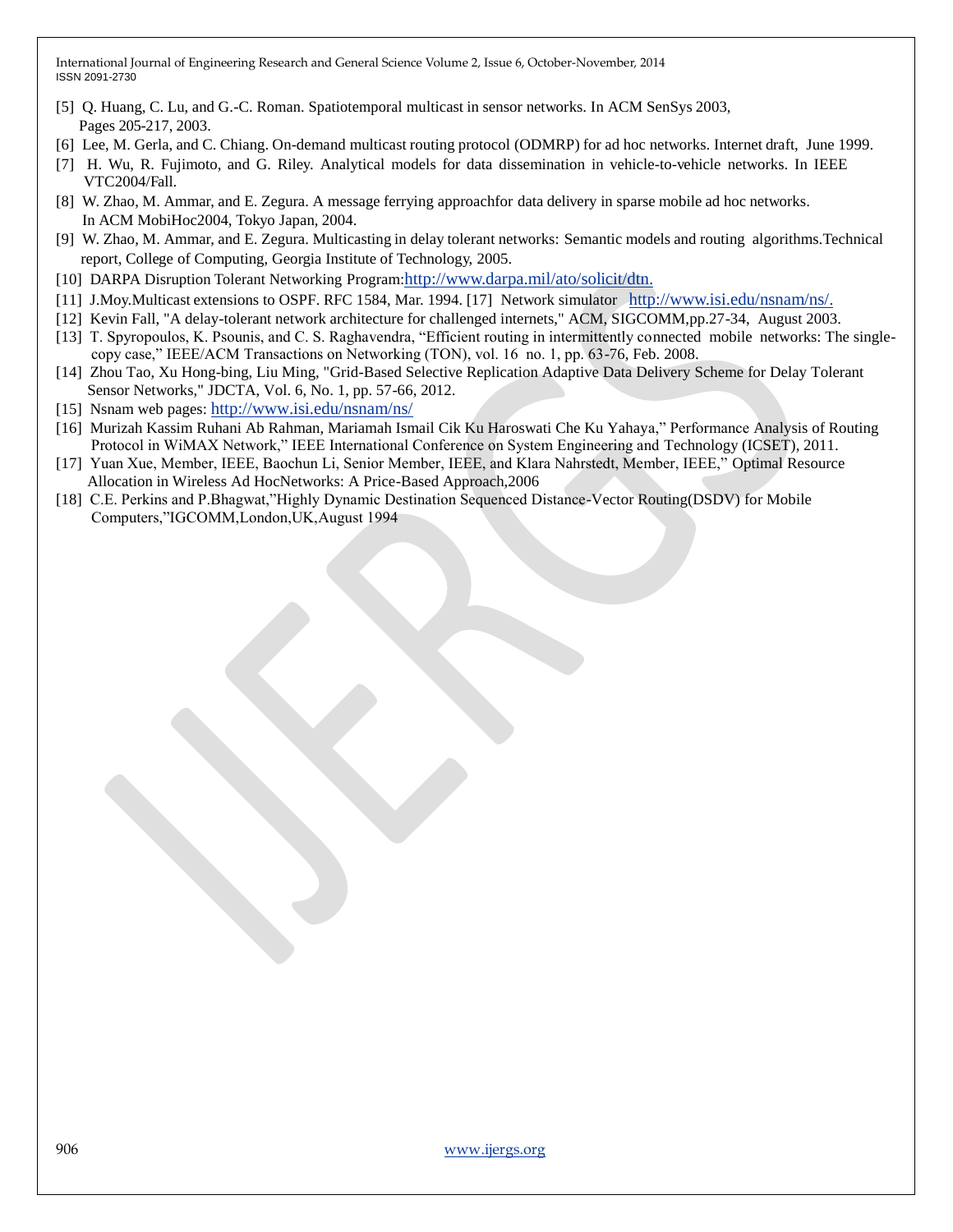[5] Q. Huang, C. Lu, and G.-C. Roman. Spatiotemporal multicast in sensor networks. In ACM SenSys 2003, Pages 205-217, 2003.

[6] Lee, M. Gerla, and C. Chiang. On-demand multicast routing protocol (ODMRP) for ad hoc networks. Internet draft, June 1999.

[7] H. Wu, R. Fujimoto, and G. Riley. Analytical models for data dissemination in vehicle-to-vehicle networks. In IEEE VTC2004/Fall.

[8] W. Zhao, M. Ammar, and E. Zegura. A message ferrying approachfor data delivery in sparse mobile ad hoc networks. In ACM MobiHoc2004, Tokyo Japan, 2004.

[9] W. Zhao, M. Ammar, and E. Zegura. Multicasting in delay tolerant networks: Semantic models and routing algorithms.Technical report, College of Computing, Georgia Institute of Technology, 2005.

[10] DARPA Disruption Tolerant Networking Program:http://www.darpa.mil/ato/solicit/dtn.

[11] J.Moy.Multicast extensions to OSPF. RFC 1584, Mar. 1994. [17] Network simulator http://www.isi.edu/nsnam/ns/.

[12] Kevin Fall, "A delay-tolerant network architecture for challenged internets," ACM, SIGCOMM,pp.27-34, August 2003.

[13] T. Spyropoulos, K. Psounis, and C. S. Raghavendra, “Efficient routing in intermittently connected mobile networks: The single-copy case,” IEEE/ACM Transactions on Networking (TON), vol. 16 no. 1, pp. 63-76, Feb. 2008.

[14] Zhou Tao, Xu Hong-bing, Liu Ming, "Grid-Based Selective Replication Adaptive Data Delivery Scheme for Delay Tolerant Sensor Networks," JDCTA, Vol. 6, No. 1, pp. 57-66, 2012.

[15] Nsnam web pages: http://www.isi.edu/nsnam/ns/

[16] Murizah Kassim Ruhani Ab Rahman, Mariamah Ismail Cik Ku Haroswati Che Ku Yahaya,” Performance Analysis of Routing Protocol in WiMAX Network,” IEEE International Conference on System Engineering and Technology (ICSET), 2011.

[17] Yuan Xue, Member, IEEE, Baochun Li, Senior Member, IEEE, and Klara Nahrstedt, Member, IEEE,” Optimal Resource Allocation in Wireless Ad HocNetworks: A Price-Based Approach,2006

[18] C.E. Perkins and P.Bhagwat,”Highly Dynamic Destination Sequenced Distance-Vector Routing(DSDV) for Mobile Computers,”IGCOMM,London,UK,August 1994